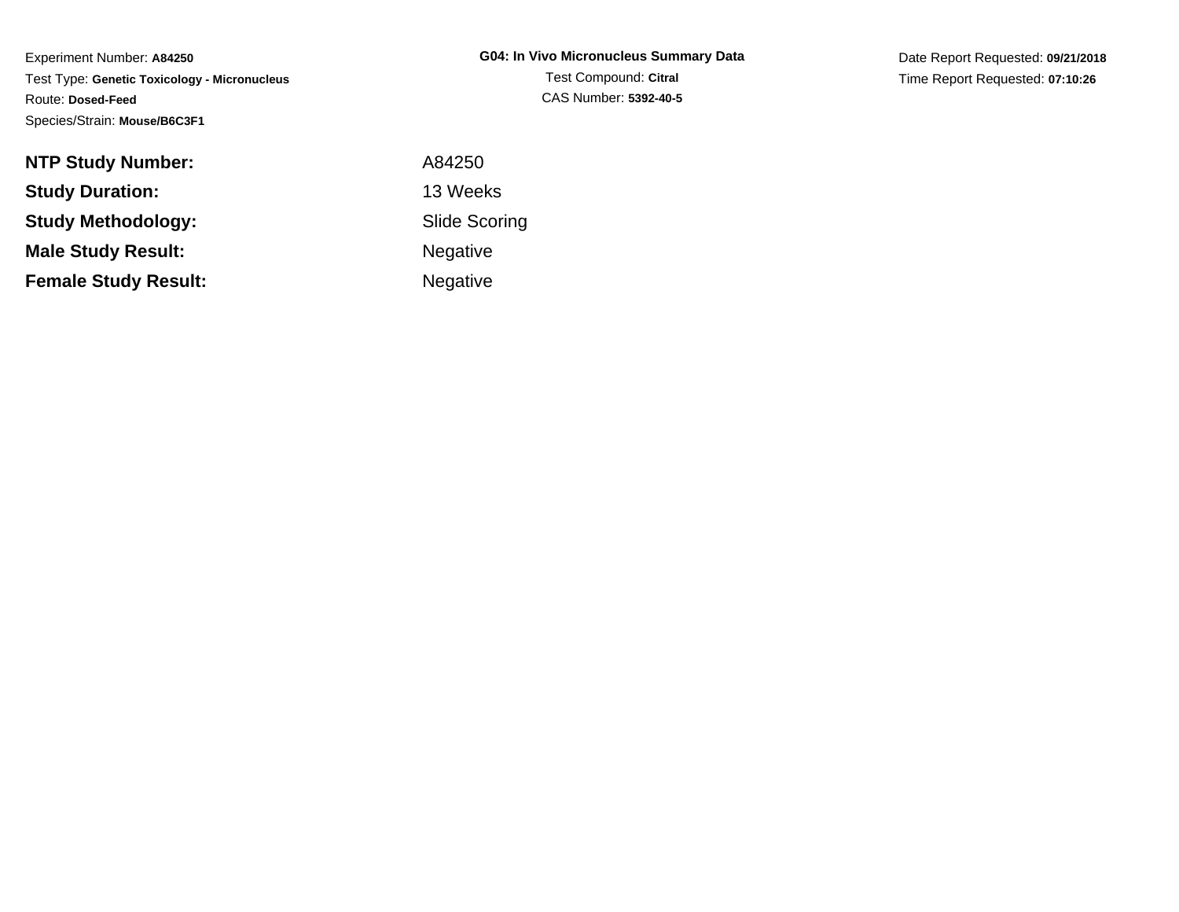Experiment Number: **A84250**
Test Type: **Genetic Toxicology - Micronucleus**
Route: **Dosed-Feed**
Species/Strain: **Mouse/B6C3F1**

**G04: In Vivo Micronucleus Summary Data**
Test Compound: **Citral**
CAS Number: **5392-40-5**

Date Report Requested: **09/21/2018**
Time Report Requested: **07:10:26**

| | |
|---|---|
| **NTP Study Number:** | A84250 |
| **Study Duration:** | 13 Weeks |
| **Study Methodology:** | Slide Scoring |
| **Male Study Result:** | Negative |
| **Female Study Result:** | Negative |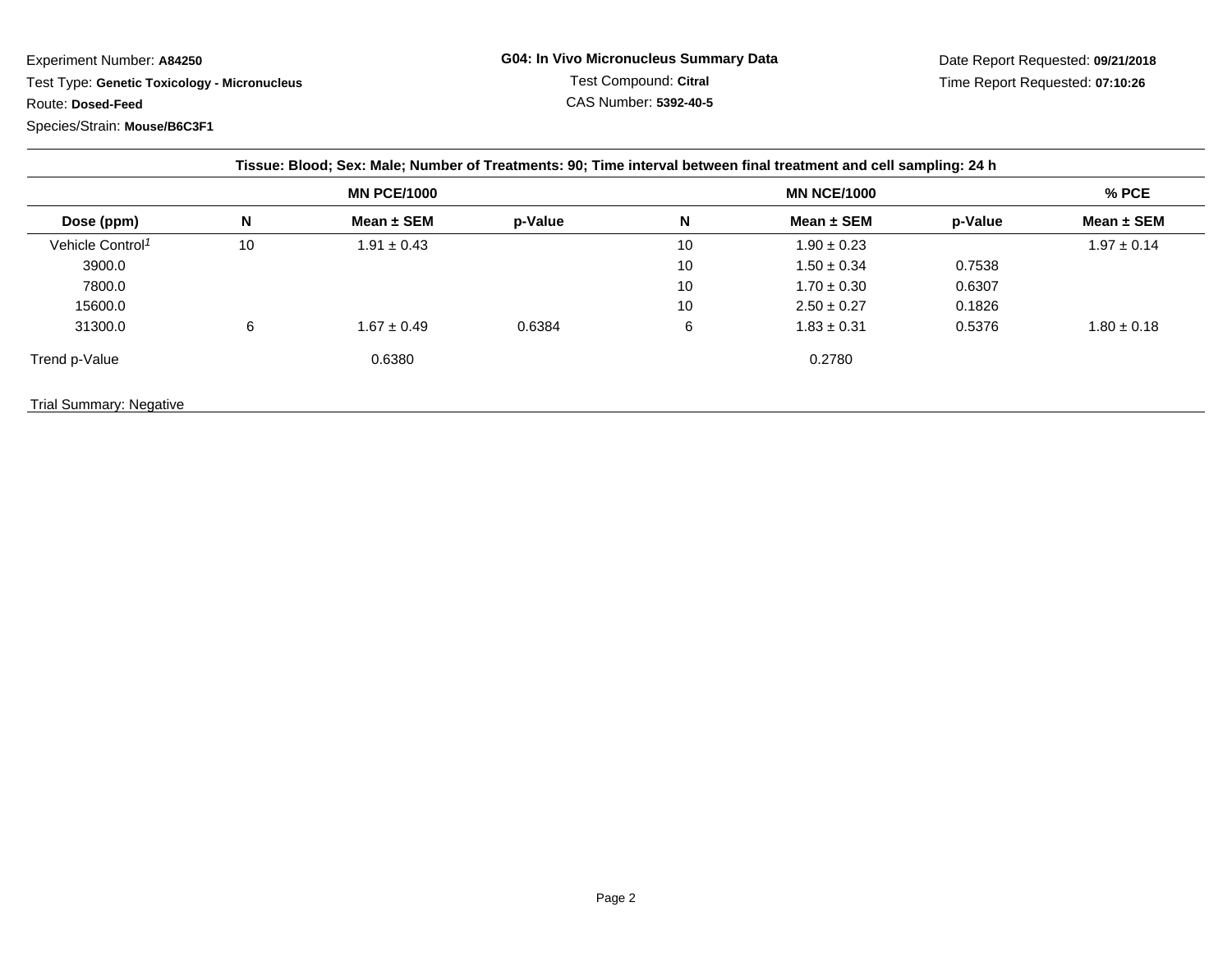Experiment Number: **A84250**

Test Type: **Genetic Toxicology - Micronucleus**

Route: **Dosed-Feed**

Species/Strain: **Mouse/B6C3F1**

**G04: In Vivo Micronucleus Summary Data**

Test Compound: **Citral**

CAS Number: **5392-40-5**

Date Report Requested: **09/21/2018**

Time Report Requested: **07:10:26**

**Tissue: Blood; Sex: Male; Number of Treatments: 90; Time interval between final treatment and cell sampling: 24 h**

| | MN PCE/1000 | | | MN NCE/1000 | | | % PCE |
|---|---|---|---|---|---|---|---|
| **Dose (ppm)** | **N** | **Mean ± SEM** | **p-Value** | **N** | **Mean ± SEM** | **p-Value** | **Mean ± SEM** |
| Vehicle Control[1] | 10 | 1.91 ± 0.43 | | 10 | 1.90 ± 0.23 | | 1.97 ± 0.14 |
| 3900.0 | | | | 10 | 1.50 ± 0.34 | 0.7538 | |
| 7800.0 | | | | 10 | 1.70 ± 0.30 | 0.6307 | |
| 15600.0 | | | | 10 | 2.50 ± 0.27 | 0.1826 | |
| 31300.0 | 6 | 1.67 ± 0.49 | 0.6384 | 6 | 1.83 ± 0.31 | 0.5376 | 1.80 ± 0.18 |
| Trend p-Value | | 0.6380 | | | 0.2780 | | |

Trial Summary: Negative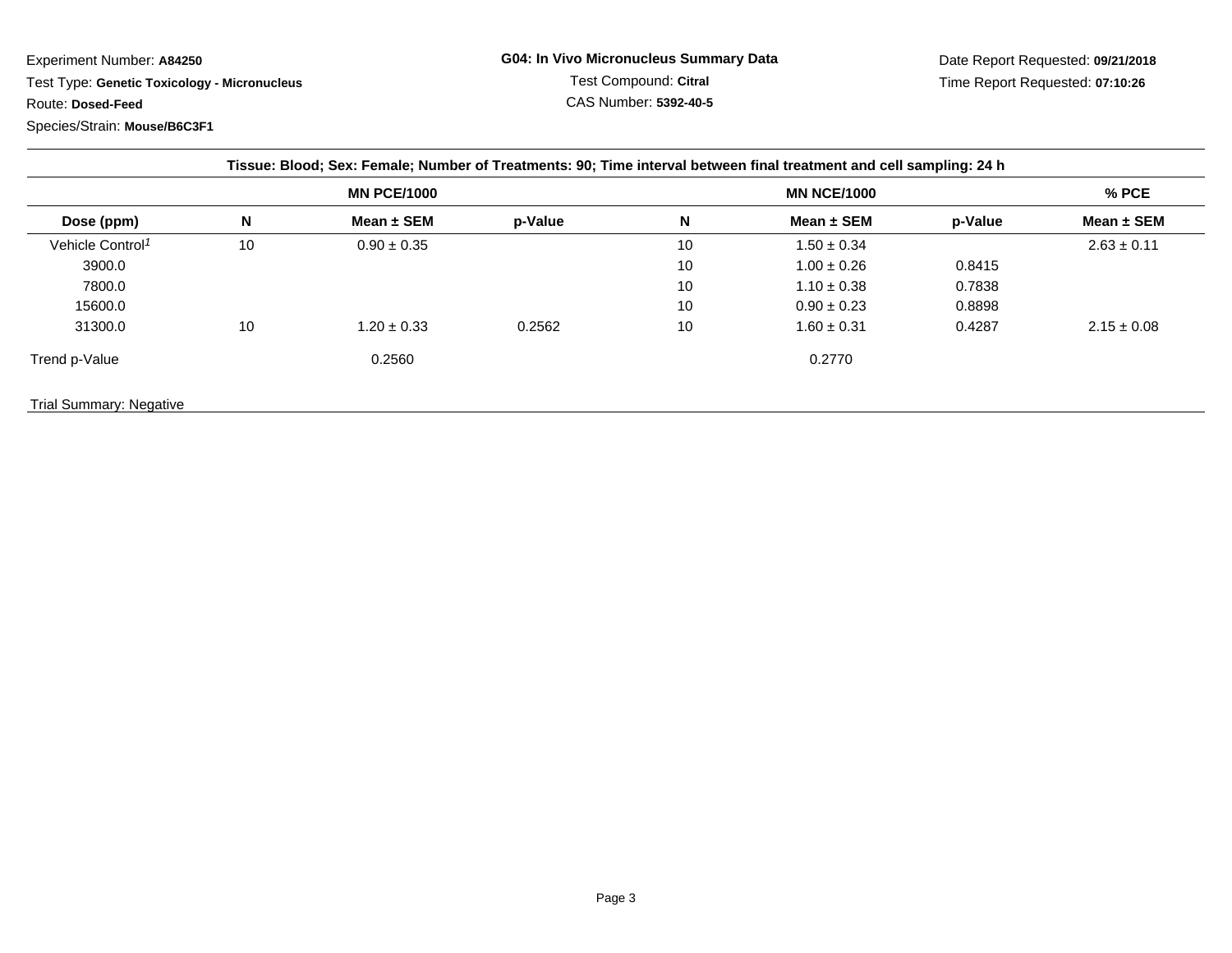Experiment Number: **A84250**

Test Type: **Genetic Toxicology - Micronucleus**

Route: **Dosed-Feed**

Species/Strain: **Mouse/B6C3F1**

**G04: In Vivo Micronucleus Summary Data**

Test Compound: **Citral**

CAS Number: **5392-40-5**

Date Report Requested: **09/21/2018**

Time Report Requested: **07:10:26**

| Tissue: Blood; Sex: Female; Number of Treatments: 90; Time interval between final treatment and cell sampling: 24 h | | | | | | | |
|---|---|---|---|---|---|---|---|
| | MN PCE/1000 | | | MN NCE/1000 | | | % PCE |
| **Dose (ppm)** | **N** | **Mean ± SEM** | **p-Value** | **N** | **Mean ± SEM** | **p-Value** | **Mean ± SEM** |
| Vehicle Control[1] | 10 | 0.90 ± 0.35 | | 10 | 1.50 ± 0.34 | | 2.63 ± 0.11 |
| 3900.0 | | | | 10 | 1.00 ± 0.26 | 0.8415 | |
| 7800.0 | | | | 10 | 1.10 ± 0.38 | 0.7838 | |
| 15600.0 | | | | 10 | 0.90 ± 0.23 | 0.8898 | |
| 31300.0 | 10 | 1.20 ± 0.33 | 0.2562 | 10 | 1.60 ± 0.31 | 0.4287 | 2.15 ± 0.08 |
| Trend p-Value | | 0.2560 | | | 0.2770 | | |

Trial Summary: Negative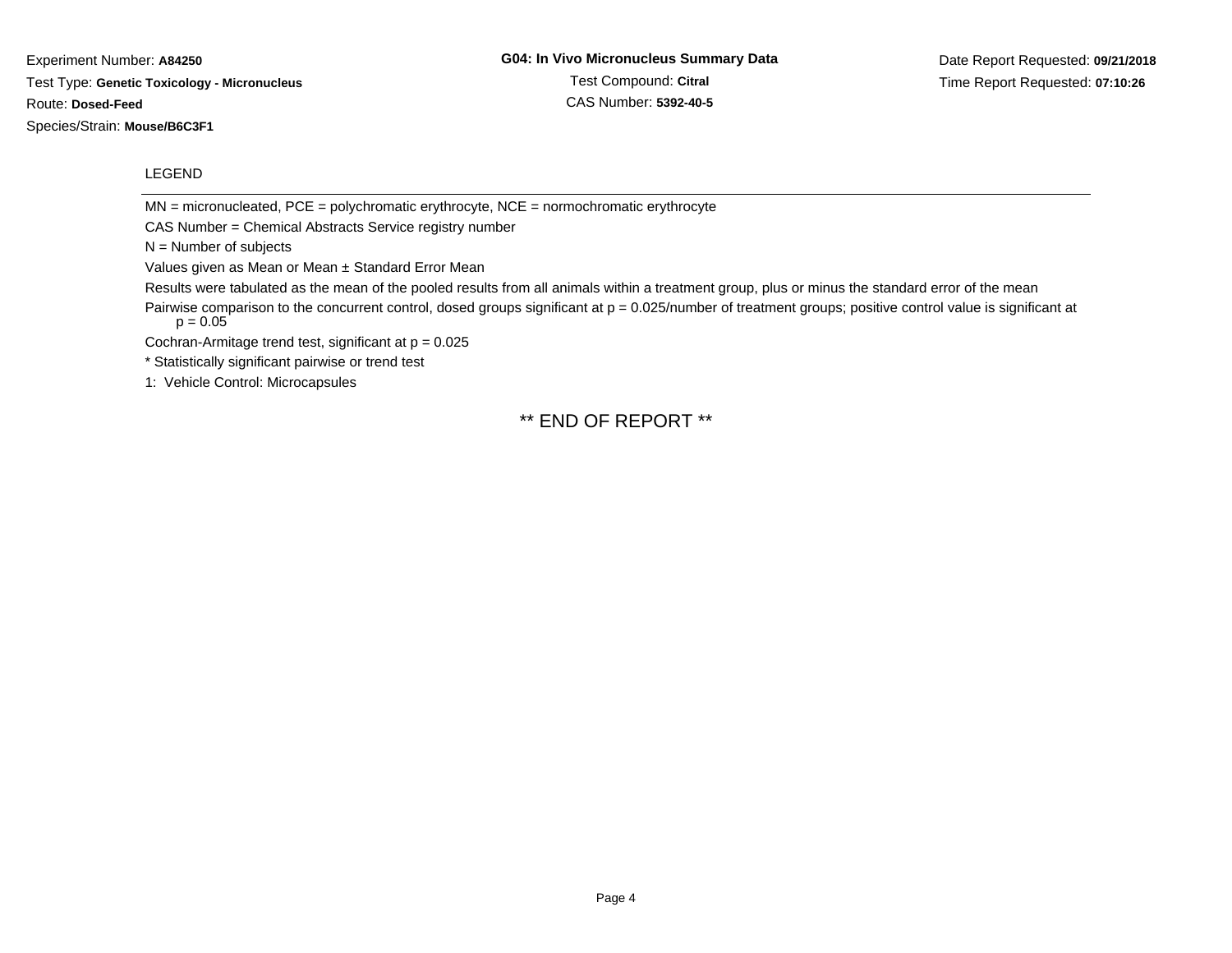Experiment Number: **A84250**

Test Type: **Genetic Toxicology - Micronucleus**

Route: **Dosed-Feed**

Species/Strain: **Mouse/B6C3F1**

**G04: In Vivo Micronucleus Summary Data**

Test Compound: **Citral**

CAS Number: **5392-40-5**

Date Report Requested: **09/21/2018**

Time Report Requested: **07:10:26**

LEGEND

MN = micronucleated, PCE = polychromatic erythrocyte, NCE = normochromatic erythrocyte

CAS Number = Chemical Abstracts Service registry number

N = Number of subjects

Values given as Mean or Mean ± Standard Error Mean

Results were tabulated as the mean of the pooled results from all animals within a treatment group, plus or minus the standard error of the mean

Pairwise comparison to the concurrent control, dosed groups significant at p = 0.025/number of treatment groups; positive control value is significant at p = 0.05

Cochran-Armitage trend test, significant at p = 0.025

* Statistically significant pairwise or trend test

1: Vehicle Control: Microcapsules

** END OF REPORT **